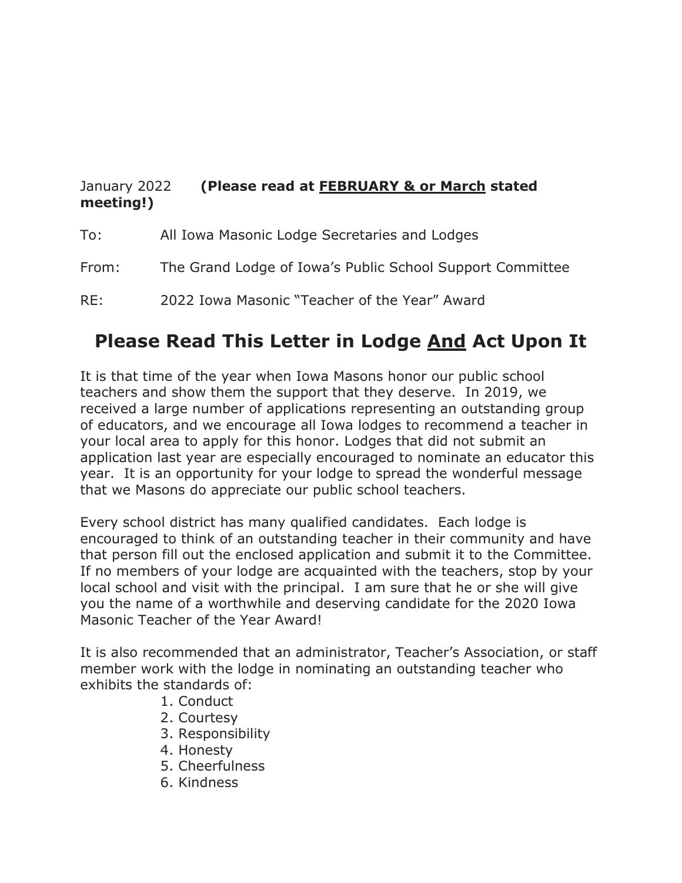January 2022 **(Please read at <u>FEBRUARY & or March</u> stated meeting!)**

To: All Iowa Masonic Lodge Secretaries and Lodges

From: The Grand Lodge of Iowa's Public School Support Committee

RE: 2022 Iowa Masonic "Teacher of the Year" Award

## Please Read This Letter in Lodge <u>And</u> Act Upon It

It is that time of the year when Iowa Masons honor our public school teachers and show them the support that they deserve. In 2019, we received a large number of applications representing an outstanding group of educators, and we encourage all Iowa lodges to recommend a teacher in your local area to apply for this honor. Lodges that did not submit an application last year are especially encouraged to nominate an educator this year. It is an opportunity for your lodge to spread the wonderful message that we Masons do appreciate our public school teachers.

Every school district has many qualified candidates. Each lodge is encouraged to think of an outstanding teacher in their community and have that person fill out the enclosed application and submit it to the Committee. If no members of your lodge are acquainted with the teachers, stop by your local school and visit with the principal. I am sure that he or she will give you the name of a worthwhile and deserving candidate for the 2020 Iowa Masonic Teacher of the Year Award!

It is also recommended that an administrator, Teacher's Association, or staff member work with the lodge in nominating an outstanding teacher who exhibits the standards of:

1. Conduct
2. Courtesy
3. Responsibility
4. Honesty
5. Cheerfulness
6. Kindness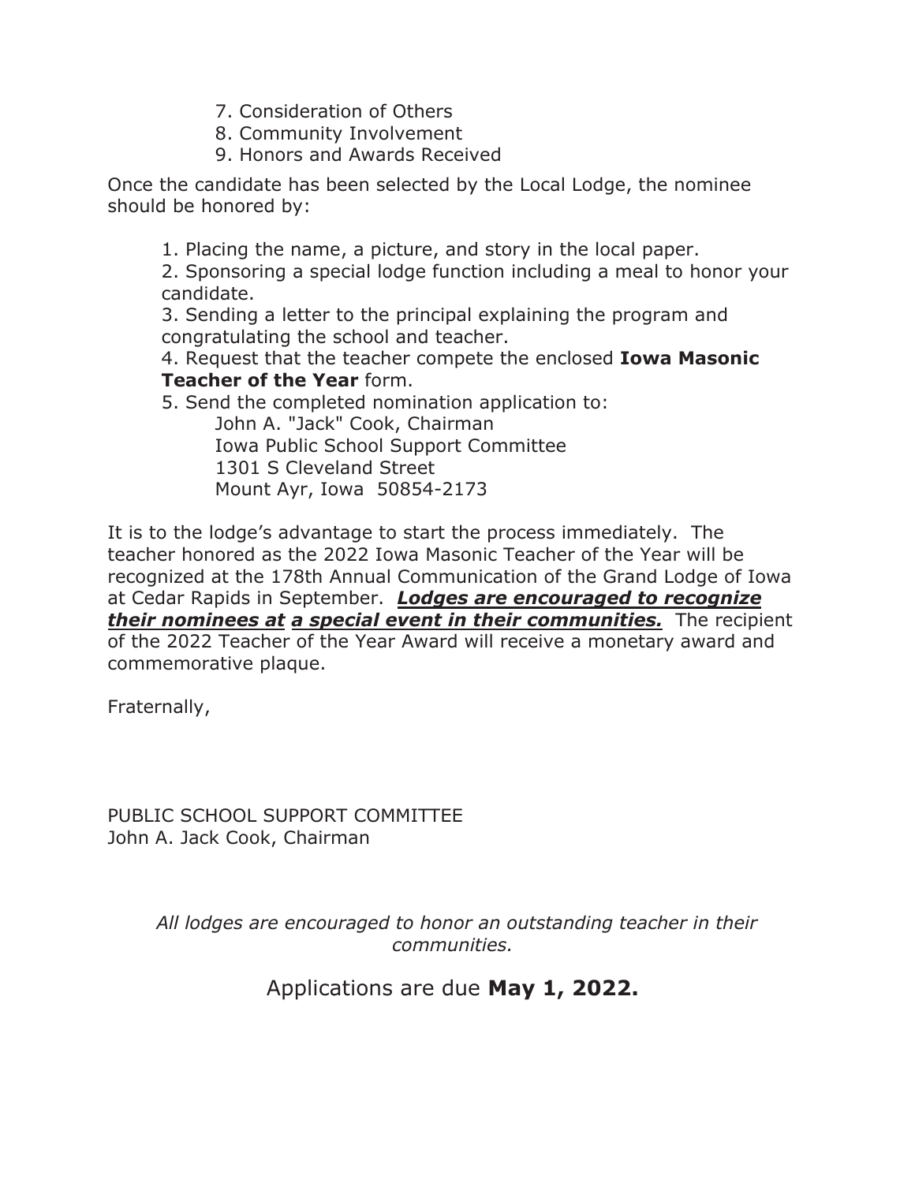7. Consideration of Others
8. Community Involvement
9. Honors and Awards Received

Once the candidate has been selected by the Local Lodge, the nominee should be honored by:

1. Placing the name, a picture, and story in the local paper.
2. Sponsoring a special lodge function including a meal to honor your candidate.
3. Sending a letter to the principal explaining the program and congratulating the school and teacher.
4. Request that the teacher compete the enclosed **Iowa Masonic Teacher of the Year** form.
5. Send the completed nomination application to:
   John A. "Jack" Cook, Chairman
   Iowa Public School Support Committee
   1301 S Cleveland Street
   Mount Ayr, Iowa 50854-2173

It is to the lodge's advantage to start the process immediately. The teacher honored as the 2022 Iowa Masonic Teacher of the Year will be recognized at the 178th Annual Communication of the Grand Lodge of Iowa at Cedar Rapids in September. ***Lodges are encouraged to recognize their nominees at a special event in their communities.*** The recipient of the 2022 Teacher of the Year Award will receive a monetary award and commemorative plaque.

Fraternally,

PUBLIC SCHOOL SUPPORT COMMITTEE
John A. Jack Cook, Chairman

*All lodges are encouraged to honor an outstanding teacher in their communities.*

Applications are due **May 1, 2022.**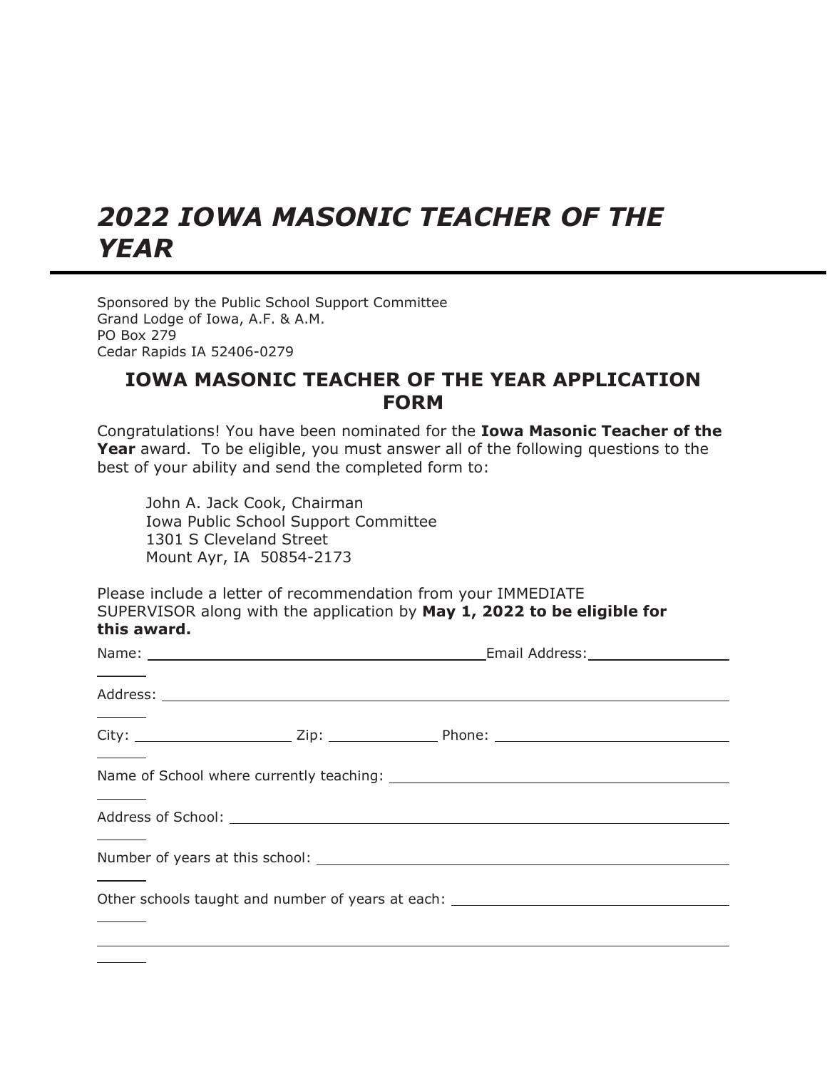# *2022 IOWA MASONIC TEACHER OF THE YEAR*

Sponsored by the Public School Support Committee
Grand Lodge of Iowa, A.F. & A.M.
PO Box 279
Cedar Rapids IA 52406-0279

## IOWA MASONIC TEACHER OF THE YEAR APPLICATION FORM

Congratulations! You have been nominated for the **Iowa Masonic Teacher of the Year** award. To be eligible, you must answer all of the following questions to the best of your ability and send the completed form to:

John A. Jack Cook, Chairman
Iowa Public School Support Committee
1301 S Cleveland Street
Mount Ayr, IA 50854-2173

Please include a letter of recommendation from your IMMEDIATE SUPERVISOR along with the application by **May 1, 2022 to be eligible for this award.**

Name: ______________________________ Email Address: ______________

Address: ______________________________

City: ______________ Zip: __________ Phone: ______________________

Name of School where currently teaching: ______________________________

Address of School: ______________________________

Number of years at this school: ______________________________

Other schools taught and number of years at each: ______________________________

______________________________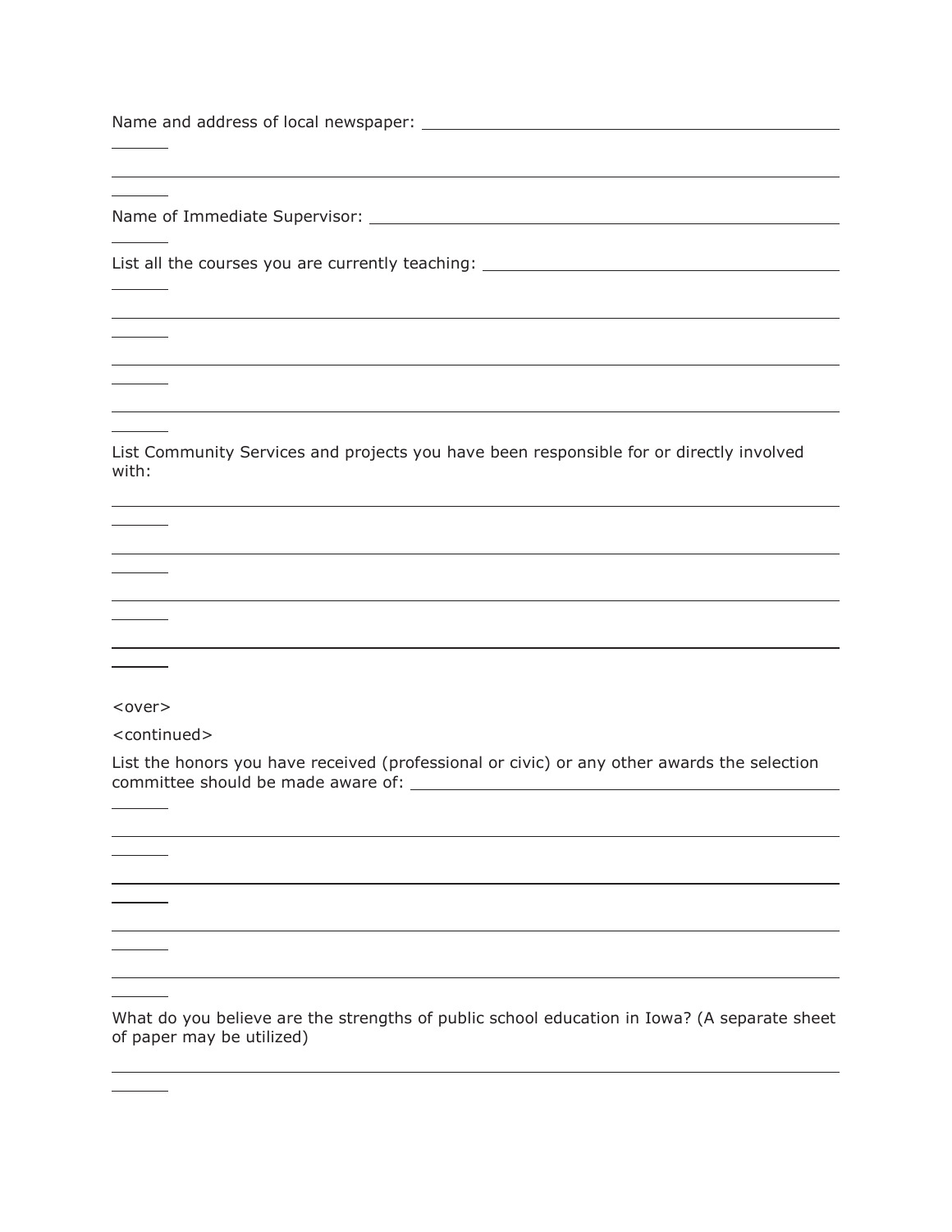Name and address of local newspaper: ______________________________

______________________________

Name of Immediate Supervisor: ______________________________

List all the courses you are currently teaching: ______________________________

______________________________

______________________________

______________________________

List Community Services and projects you have been responsible for or directly involved with:

______________________________

______________________________

______________________________

______________________________

<over>

<continued>

List the honors you have received (professional or civic) or any other awards the selection committee should be made aware of: ______________________________

______________________________

______________________________

______________________________

______________________________

What do you believe are the strengths of public school education in Iowa? (A separate sheet of paper may be utilized)

______________________________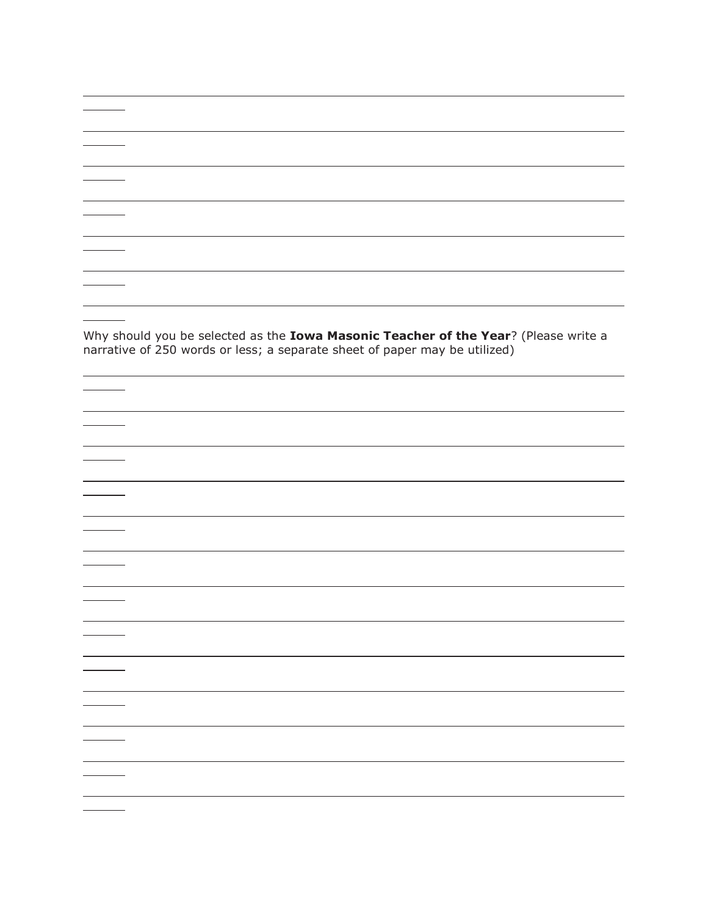Why should you be selected as the **Iowa Masonic Teacher of the Year**? (Please write a narrative of 250 words or less; a separate sheet of paper may be utilized)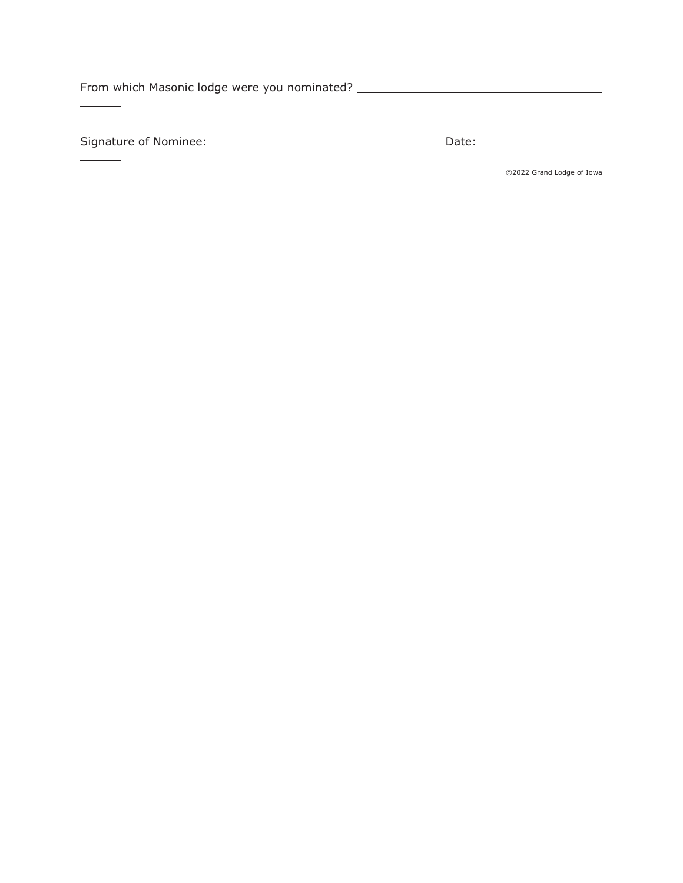From which Masonic lodge were you nominated? ______________________________

Signature of Nominee: ____________________________ Date: ______________

©2022 Grand Lodge of Iowa